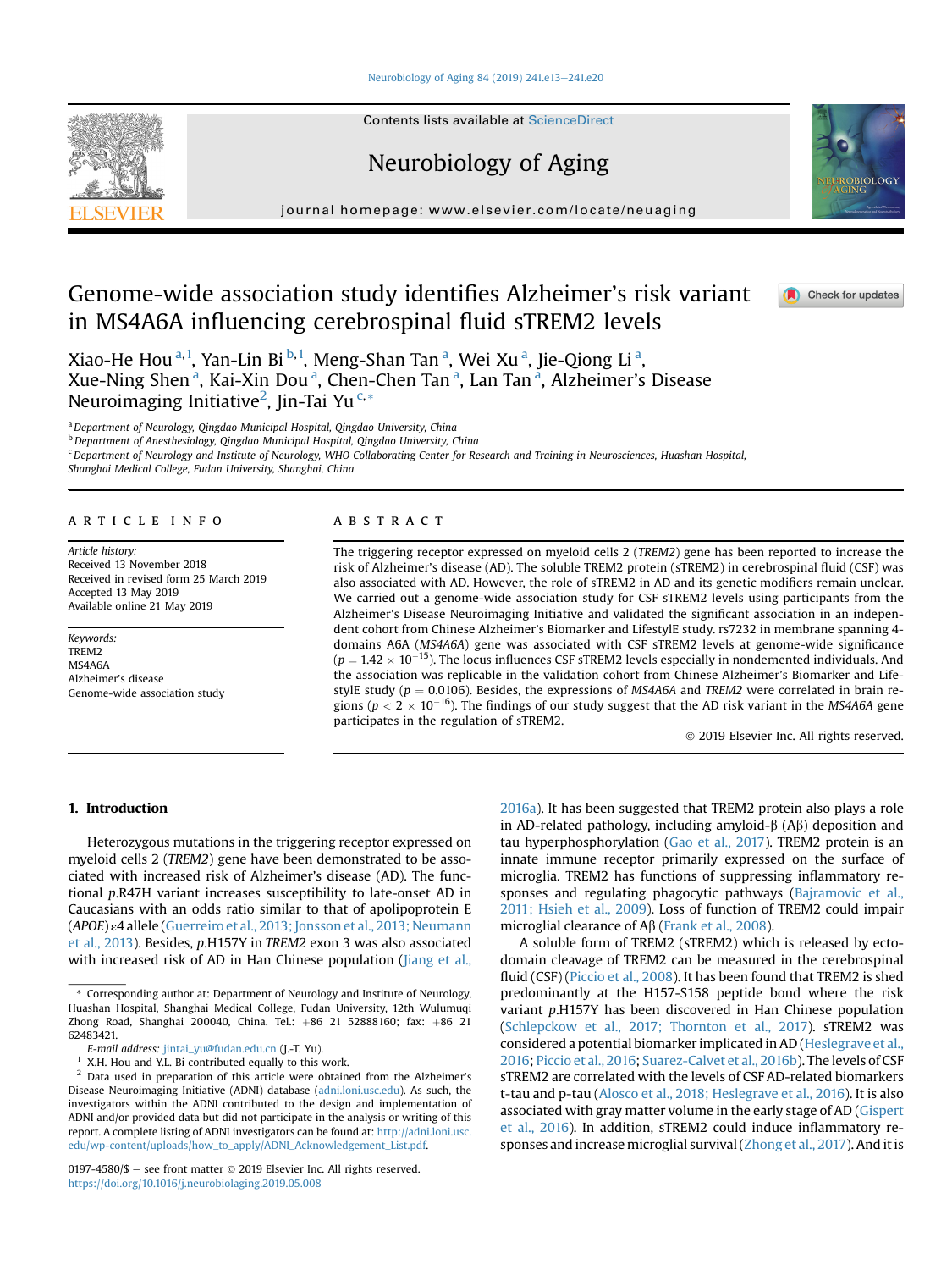# Genome-wide association study identifies Alzheimer's risk variant in MS4A6A influencing cerebrospinal fluid sTREM2 levels

Xiao-He Hou [a,1], Yan-Lin Bi [b,1], Meng-Shan Tan [a], Wei Xu [a], Jie-Qiong Li [a], Xue-Ning Shen [a], Kai-Xin Dou [a], Chen-Chen Tan [a], Lan Tan [a], Alzheimer's Disease Neuroimaging Initiative[2], Jin-Tai Yu [c,*]

[a] Department of Neurology, Qingdao Municipal Hospital, Qingdao University, China
[b] Department of Anesthesiology, Qingdao Municipal Hospital, Qingdao University, China
[c] Department of Neurology and Institute of Neurology, WHO Collaborating Center for Research and Training in Neurosciences, Huashan Hospital, Shanghai Medical College, Fudan University, Shanghai, China

## ARTICLE INFO

*Article history:*
Received 13 November 2018
Received in revised form 25 March 2019
Accepted 13 May 2019
Available online 21 May 2019

*Keywords:*
TREM2
MS4A6A
Alzheimer's disease
Genome-wide association study

## ABSTRACT

The triggering receptor expressed on myeloid cells 2 (*TREM2*) gene has been reported to increase the risk of Alzheimer's disease (AD). The soluble TREM2 protein (sTREM2) in cerebrospinal fluid (CSF) was also associated with AD. However, the role of sTREM2 in AD and its genetic modifiers remain unclear. We carried out a genome-wide association study for CSF sTREM2 levels using participants from the Alzheimer's Disease Neuroimaging Initiative and validated the significant association in an independent cohort from Chinese Alzheimer's Biomarker and LifestylE study. rs7232 in membrane spanning 4-domains A6A (*MS4A6A*) gene was associated with CSF sTREM2 levels at genome-wide significance ($p = 1.42 \times 10^{-15}$). The locus influences CSF sTREM2 levels especially in nondemented individuals. And the association was replicable in the validation cohort from Chinese Alzheimer's Biomarker and LifestylE study ($p = 0.0106$). Besides, the expressions of *MS4A6A* and *TREM2* were correlated in brain regions ($p < 2 \times 10^{-16}$). The findings of our study suggest that the AD risk variant in the *MS4A6A* gene participates in the regulation of sTREM2.

© 2019 Elsevier Inc. All rights reserved.

## 1. Introduction

Heterozygous mutations in the triggering receptor expressed on myeloid cells 2 (*TREM2*) gene have been demonstrated to be associated with increased risk of Alzheimer's disease (AD). The functional *p.*R47H variant increases susceptibility to late-onset AD in Caucasians with an odds ratio similar to that of apolipoprotein E (*APOE*) ε4 allele (Guerreiro et al., 2013; Jonsson et al., 2013; Neumann et al., 2013). Besides, *p.*H157Y in *TREM2* exon 3 was also associated with increased risk of AD in Han Chinese population (Jiang et al., 2016a). It has been suggested that TREM2 protein also plays a role in AD-related pathology, including amyloid-β (Aβ) deposition and tau hyperphosphorylation (Gao et al., 2017). TREM2 protein is an innate immune receptor primarily expressed on the surface of microglia. TREM2 has functions of suppressing inflammatory responses and regulating phagocytic pathways (Bajramovic et al., 2011; Hsieh et al., 2009). Loss of function of TREM2 could impair microglial clearance of Aβ (Frank et al., 2008).

A soluble form of TREM2 (sTREM2) which is released by ectodomain cleavage of TREM2 can be measured in the cerebrospinal fluid (CSF) (Piccio et al., 2008). It has been found that TREM2 is shed predominantly at the H157-S158 peptide bond where the risk variant *p.*H157Y has been discovered in Han Chinese population (Schlepckow et al., 2017; Thornton et al., 2017). sTREM2 was considered a potential biomarker implicated in AD (Heslegrave et al., 2016; Piccio et al., 2016; Suarez-Calvet et al., 2016b). The levels of CSF sTREM2 are correlated with the levels of CSF AD-related biomarkers t-tau and p-tau (Alosco et al., 2018; Heslegrave et al., 2016). It is also associated with gray matter volume in the early stage of AD (Gispert et al., 2016). In addition, sTREM2 could induce inflammatory responses and increase microglial survival (Zhong et al., 2017). And it is

* Corresponding author at: Department of Neurology and Institute of Neurology, Huashan Hospital, Shanghai Medical College, Fudan University, 12th Wulumuqi Zhong Road, Shanghai 200040, China. Tel.: +86 21 52888160; fax: +86 21 62483421.
*E-mail address:* jintai_yu@fudan.edu.cn (J.-T. Yu).
[1] X.H. Hou and Y.L. Bi contributed equally to this work.
[2] Data used in preparation of this article were obtained from the Alzheimer's Disease Neuroimaging Initiative (ADNI) database (adni.loni.usc.edu). As such, the investigators within the ADNI contributed to the design and implementation of ADNI and/or provided data but did not participate in the analysis or writing of this report. A complete listing of ADNI investigators can be found at: http://adni.loni.usc.edu/wp-content/uploads/how_to_apply/ADNI_Acknowledgement_List.pdf.

0197-4580/$ – see front matter © 2019 Elsevier Inc. All rights reserved.
https://doi.org/10.1016/j.neurobiolaging.2019.05.008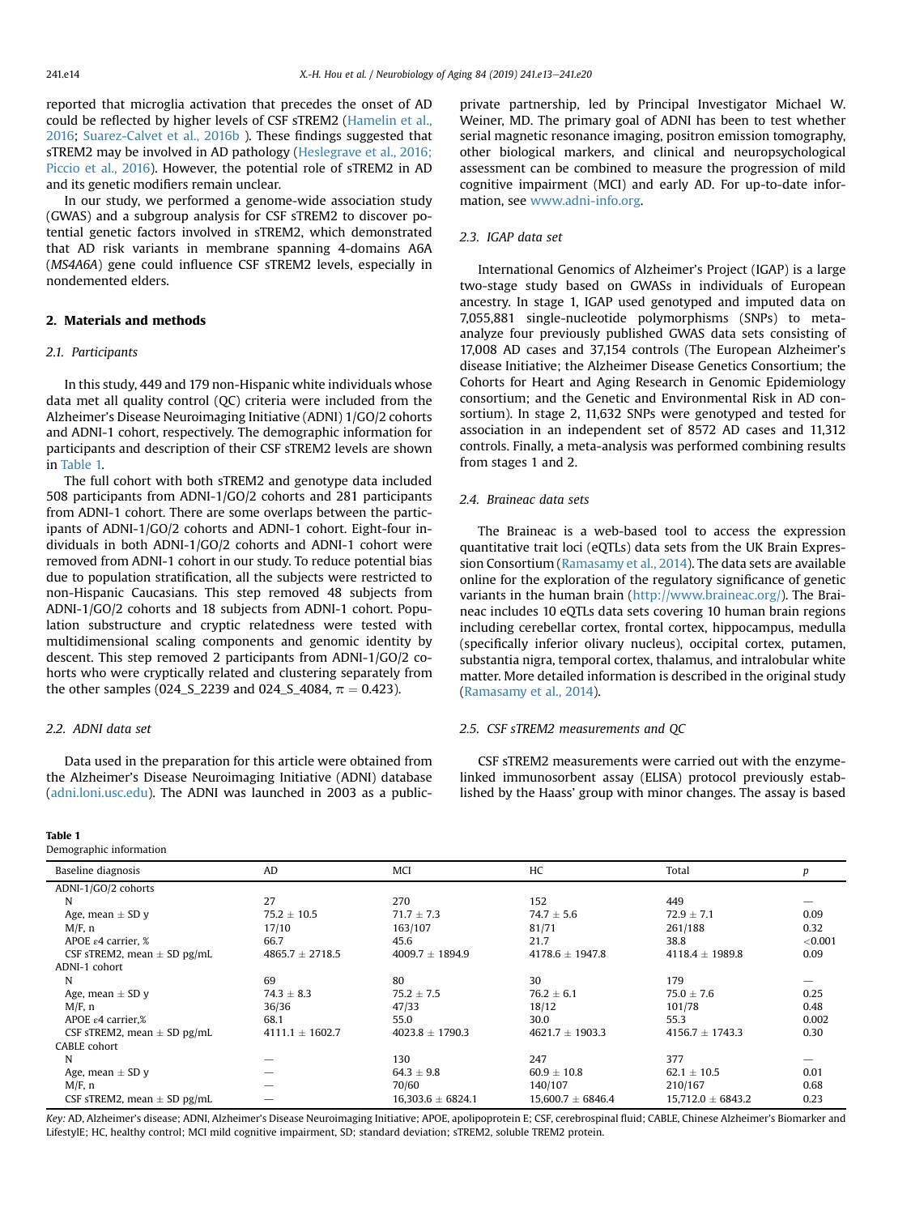reported that microglia activation that precedes the onset of AD could be reflected by higher levels of CSF sTREM2 (Hamelin et al., 2016; Suarez-Calvet et al., 2016b ). These findings suggested that sTREM2 may be involved in AD pathology (Heslegrave et al., 2016; Piccio et al., 2016). However, the potential role of sTREM2 in AD and its genetic modifiers remain unclear.

In our study, we performed a genome-wide association study (GWAS) and a subgroup analysis for CSF sTREM2 to discover potential genetic factors involved in sTREM2, which demonstrated that AD risk variants in membrane spanning 4-domains A6A (*MS4A6A*) gene could influence CSF sTREM2 levels, especially in nondemented elders.

## 2. Materials and methods

### 2.1. Participants

In this study, 449 and 179 non-Hispanic white individuals whose data met all quality control (QC) criteria were included from the Alzheimer's Disease Neuroimaging Initiative (ADNI) 1/GO/2 cohorts and ADNI-1 cohort, respectively. The demographic information for participants and description of their CSF sTREM2 levels are shown in Table 1.

The full cohort with both sTREM2 and genotype data included 508 participants from ADNI-1/GO/2 cohorts and 281 participants from ADNI-1 cohort. There are some overlaps between the participants of ADNI-1/GO/2 cohorts and ADNI-1 cohort. Eight-four individuals in both ADNI-1/GO/2 cohorts and ADNI-1 cohort were removed from ADNI-1 cohort in our study. To reduce potential bias due to population stratification, all the subjects were restricted to non-Hispanic Caucasians. This step removed 48 subjects from ADNI-1/GO/2 cohorts and 18 subjects from ADNI-1 cohort. Population substructure and cryptic relatedness were tested with multidimensional scaling components and genomic identity by descent. This step removed 2 participants from ADNI-1/GO/2 cohorts who were cryptically related and clustering separately from the other samples (024_S_2239 and 024_S_4084, $\pi = 0.423$).

### 2.2. ADNI data set

Data used in the preparation for this article were obtained from the Alzheimer's Disease Neuroimaging Initiative (ADNI) database (adni.loni.usc.edu). The ADNI was launched in 2003 as a public-private partnership, led by Principal Investigator Michael W. Weiner, MD. The primary goal of ADNI has been to test whether serial magnetic resonance imaging, positron emission tomography, other biological markers, and clinical and neuropsychological assessment can be combined to measure the progression of mild cognitive impairment (MCI) and early AD. For up-to-date information, see www.adni-info.org.

### 2.3. IGAP data set

International Genomics of Alzheimer's Project (IGAP) is a large two-stage study based on GWASs in individuals of European ancestry. In stage 1, IGAP used genotyped and imputed data on 7,055,881 single-nucleotide polymorphisms (SNPs) to meta-analyze four previously published GWAS data sets consisting of 17,008 AD cases and 37,154 controls (The European Alzheimer's disease Initiative; the Alzheimer Disease Genetics Consortium; the Cohorts for Heart and Aging Research in Genomic Epidemiology consortium; and the Genetic and Environmental Risk in AD consortium). In stage 2, 11,632 SNPs were genotyped and tested for association in an independent set of 8572 AD cases and 11,312 controls. Finally, a meta-analysis was performed combining results from stages 1 and 2.

### 2.4. Braineac data sets

The Braineac is a web-based tool to access the expression quantitative trait loci (eQTLs) data sets from the UK Brain Expression Consortium (Ramasamy et al., 2014). The data sets are available online for the exploration of the regulatory significance of genetic variants in the human brain (http://www.braineac.org/). The Braineac includes 10 eQTLs data sets covering 10 human brain regions including cerebellar cortex, frontal cortex, hippocampus, medulla (specifically inferior olivary nucleus), occipital cortex, putamen, substantia nigra, temporal cortex, thalamus, and intralobular white matter. More detailed information is described in the original study (Ramasamy et al., 2014).

### 2.5. CSF sTREM2 measurements and QC

CSF sTREM2 measurements were carried out with the enzyme-linked immunosorbent assay (ELISA) protocol previously established by the Haass' group with minor changes. The assay is based

**Table 1**
Demographic information

| Baseline diagnosis | AD | MCI | HC | Total | *p* |
|---|---|---|---|---|---|
| ADNI-1/GO/2 cohorts | | | | | |
| N | 27 | 270 | 152 | 449 | — |
| Age, mean ± SD y | 75.2 ± 10.5 | 71.7 ± 7.3 | 74.7 ± 5.6 | 72.9 ± 7.1 | 0.09 |
| M/F, n | 17/10 | 163/107 | 81/71 | 261/188 | 0.32 |
| APOE ε4 carrier, % | 66.7 | 45.6 | 21.7 | 38.8 | <0.001 |
| CSF sTREM2, mean ± SD pg/mL | 4865.7 ± 2718.5 | 4009.7 ± 1894.9 | 4178.6 ± 1947.8 | 4118.4 ± 1989.8 | 0.09 |
| ADNI-1 cohort | | | | | |
| N | 69 | 80 | 30 | 179 | — |
| Age, mean ± SD y | 74.3 ± 8.3 | 75.2 ± 7.5 | 76.2 ± 6.1 | 75.0 ± 7.6 | 0.25 |
| M/F, n | 36/36 | 47/33 | 18/12 | 101/78 | 0.48 |
| APOE ε4 carrier,% | 68.1 | 55.0 | 30.0 | 55.3 | 0.002 |
| CSF sTREM2, mean ± SD pg/mL | 4111.1 ± 1602.7 | 4023.8 ± 1790.3 | 4621.7 ± 1903.3 | 4156.7 ± 1743.3 | 0.30 |
| CABLE cohort | | | | | |
| N | — | 130 | 247 | 377 | — |
| Age, mean ± SD y | — | 64.3 ± 9.8 | 60.9 ± 10.8 | 62.1 ± 10.5 | 0.01 |
| M/F, n | — | 70/60 | 140/107 | 210/167 | 0.68 |
| CSF sTREM2, mean ± SD pg/mL | — | 16,303.6 ± 6824.1 | 15,600.7 ± 6846.4 | 15,712.0 ± 6843.2 | 0.23 |

*Key:* AD, Alzheimer's disease; ADNI, Alzheimer's Disease Neuroimaging Initiative; APOE, apolipoprotein E; CSF, cerebrospinal fluid; CABLE, Chinese Alzheimer's Biomarker and LifestylE; HC, healthy control; MCI mild cognitive impairment, SD; standard deviation; sTREM2, soluble TREM2 protein.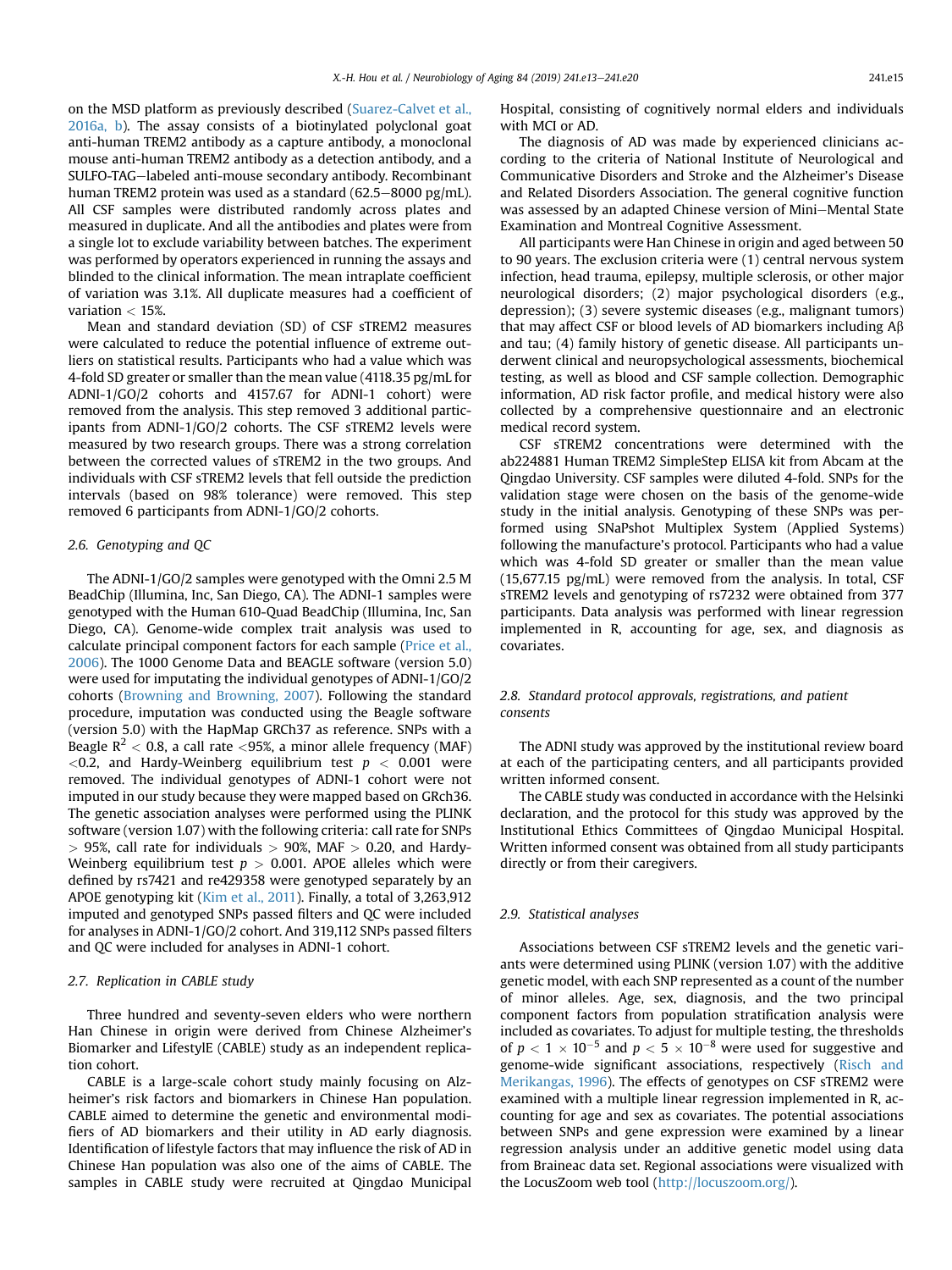on the MSD platform as previously described (Suarez-Calvet et al., 2016a, b). The assay consists of a biotinylated polyclonal goat anti-human TREM2 antibody as a capture antibody, a monoclonal mouse anti-human TREM2 antibody as a detection antibody, and a SULFO-TAG–labeled anti-mouse secondary antibody. Recombinant human TREM2 protein was used as a standard (62.5–8000 pg/mL). All CSF samples were distributed randomly across plates and measured in duplicate. And all the antibodies and plates were from a single lot to exclude variability between batches. The experiment was performed by operators experienced in running the assays and blinded to the clinical information. The mean intraplate coefficient of variation was 3.1%. All duplicate measures had a coefficient of variation < 15%.

Mean and standard deviation (SD) of CSF sTREM2 measures were calculated to reduce the potential influence of extreme outliers on statistical results. Participants who had a value which was 4-fold SD greater or smaller than the mean value (4118.35 pg/mL for ADNI-1/GO/2 cohorts and 4157.67 for ADNI-1 cohort) were removed from the analysis. This step removed 3 additional participants from ADNI-1/GO/2 cohorts. The CSF sTREM2 levels were measured by two research groups. There was a strong correlation between the corrected values of sTREM2 in the two groups. And individuals with CSF sTREM2 levels that fell outside the prediction intervals (based on 98% tolerance) were removed. This step removed 6 participants from ADNI-1/GO/2 cohorts.

### 2.6. Genotyping and QC

The ADNI-1/GO/2 samples were genotyped with the Omni 2.5 M BeadChip (Illumina, Inc, San Diego, CA). The ADNI-1 samples were genotyped with the Human 610-Quad BeadChip (Illumina, Inc, San Diego, CA). Genome-wide complex trait analysis was used to calculate principal component factors for each sample (Price et al., 2006). The 1000 Genome Data and BEAGLE software (version 5.0) were used for imputating the individual genotypes of ADNI-1/GO/2 cohorts (Browning and Browning, 2007). Following the standard procedure, imputation was conducted using the Beagle software (version 5.0) with the HapMap GRCh37 as reference. SNPs with a Beagle $R^2 < 0.8$, a call rate <95%, a minor allele frequency (MAF) <0.2, and Hardy-Weinberg equilibrium test $p < 0.001$ were removed. The individual genotypes of ADNI-1 cohort were not imputed in our study because they were mapped based on GRCh36. The genetic association analyses were performed using the PLINK software (version 1.07) with the following criteria: call rate for SNPs > 95%, call rate for individuals > 90%, MAF > 0.20, and Hardy-Weinberg equilibrium test $p > 0.001$. APOE alleles which were defined by rs7421 and re429358 were genotyped separately by an APOE genotyping kit (Kim et al., 2011). Finally, a total of 3,263,912 imputed and genotyped SNPs passed filters and QC were included for analyses in ADNI-1/GO/2 cohort. And 319,112 SNPs passed filters and QC were included for analyses in ADNI-1 cohort.

### 2.7. Replication in CABLE study

Three hundred and seventy-seven elders who were northern Han Chinese in origin were derived from Chinese Alzheimer's Biomarker and LifestylE (CABLE) study as an independent replication cohort.

CABLE is a large-scale cohort study mainly focusing on Alzheimer's risk factors and biomarkers in Chinese Han population. CABLE aimed to determine the genetic and environmental modifiers of AD biomarkers and their utility in AD early diagnosis. Identification of lifestyle factors that may influence the risk of AD in Chinese Han population was also one of the aims of CABLE. The samples in CABLE study were recruited at Qingdao Municipal Hospital, consisting of cognitively normal elders and individuals with MCI or AD.

The diagnosis of AD was made by experienced clinicians according to the criteria of National Institute of Neurological and Communicative Disorders and Stroke and the Alzheimer's Disease and Related Disorders Association. The general cognitive function was assessed by an adapted Chinese version of Mini–Mental State Examination and Montreal Cognitive Assessment.

All participants were Han Chinese in origin and aged between 50 to 90 years. The exclusion criteria were (1) central nervous system infection, head trauma, epilepsy, multiple sclerosis, or other major neurological disorders; (2) major psychological disorders (e.g., depression); (3) severe systemic diseases (e.g., malignant tumors) that may affect CSF or blood levels of AD biomarkers including Aβ and tau; (4) family history of genetic disease. All participants underwent clinical and neuropsychological assessments, biochemical testing, as well as blood and CSF sample collection. Demographic information, AD risk factor profile, and medical history were also collected by a comprehensive questionnaire and an electronic medical record system.

CSF sTREM2 concentrations were determined with the ab224881 Human TREM2 SimpleStep ELISA kit from Abcam at the Qingdao University. CSF samples were diluted 4-fold. SNPs for the validation stage were chosen on the basis of the genome-wide study in the initial analysis. Genotyping of these SNPs was performed using SNaPshot Multiplex System (Applied Systems) following the manufacture's protocol. Participants who had a value which was 4-fold SD greater or smaller than the mean value (15,677.15 pg/mL) were removed from the analysis. In total, CSF sTREM2 levels and genotyping of rs7232 were obtained from 377 participants. Data analysis was performed with linear regression implemented in R, accounting for age, sex, and diagnosis as covariates.

### 2.8. Standard protocol approvals, registrations, and patient consents

The ADNI study was approved by the institutional review board at each of the participating centers, and all participants provided written informed consent.

The CABLE study was conducted in accordance with the Helsinki declaration, and the protocol for this study was approved by the Institutional Ethics Committees of Qingdao Municipal Hospital. Written informed consent was obtained from all study participants directly or from their caregivers.

### 2.9. Statistical analyses

Associations between CSF sTREM2 levels and the genetic variants were determined using PLINK (version 1.07) with the additive genetic model, with each SNP represented as a count of the number of minor alleles. Age, sex, diagnosis, and the two principal component factors from population stratification analysis were included as covariates. To adjust for multiple testing, the thresholds of $p < 1 \times 10^{-5}$ and $p < 5 \times 10^{-8}$ were used for suggestive and genome-wide significant associations, respectively (Risch and Merikangas, 1996). The effects of genotypes on CSF sTREM2 were examined with a multiple linear regression implemented in R, accounting for age and sex as covariates. The potential associations between SNPs and gene expression were examined by a linear regression analysis under an additive genetic model using data from Braineac data set. Regional associations were visualized with the LocusZoom web tool (http://locuszoom.org/).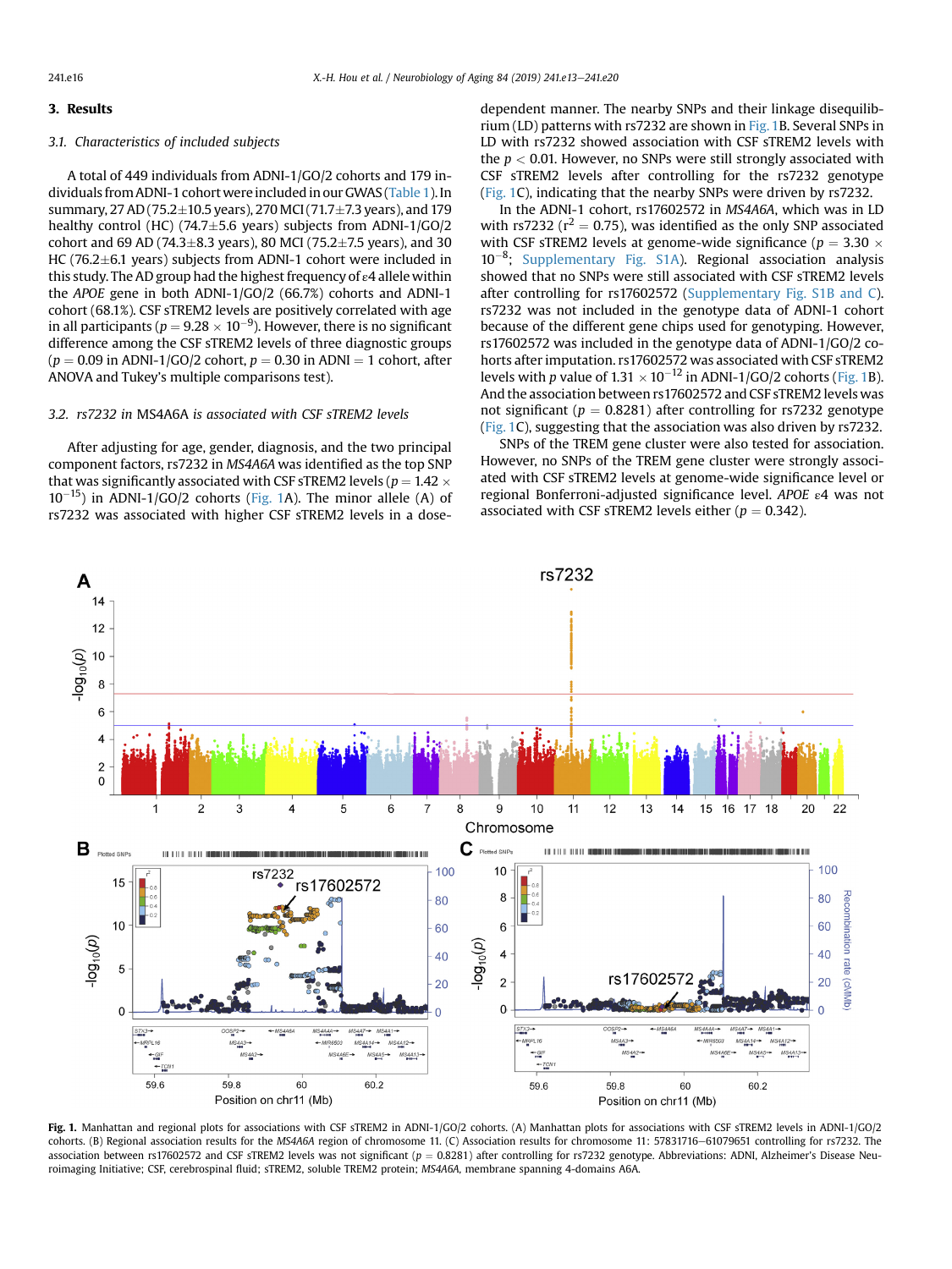## 3. Results

### 3.1. Characteristics of included subjects

A total of 449 individuals from ADNI-1/GO/2 cohorts and 179 individuals from ADNI-1 cohort were included in our GWAS (Table 1). In summary, 27 AD (75.2±10.5 years), 270 MCI (71.7±7.3 years), and 179 healthy control (HC) (74.7±5.6 years) subjects from ADNI-1/GO/2 cohort and 69 AD (74.3±8.3 years), 80 MCI (75.2±7.5 years), and 30 HC (76.2±6.1 years) subjects from ADNI-1 cohort were included in this study. The AD group had the highest frequency of ε4 allele within the *APOE* gene in both ADNI-1/GO/2 (66.7%) cohorts and ADNI-1 cohort (68.1%). CSF sTREM2 levels are positively correlated with age in all participants ($p = 9.28 \times 10^{-9}$). However, there is no significant difference among the CSF sTREM2 levels of three diagnostic groups ($p = 0.09$ in ADNI-1/GO/2 cohort, $p = 0.30$ in ADNI = 1 cohort, after ANOVA and Tukey's multiple comparisons test).

### 3.2. rs7232 in *MS4A6A* is associated with CSF sTREM2 levels

After adjusting for age, gender, diagnosis, and the two principal component factors, rs7232 in *MS4A6A* was identified as the top SNP that was significantly associated with CSF sTREM2 levels ($p = 1.42 \times 10^{-15}$) in ADNI-1/GO/2 cohorts (Fig. 1A). The minor allele (A) of rs7232 was associated with higher CSF sTREM2 levels in a dose-dependent manner. The nearby SNPs and their linkage disequilibrium (LD) patterns with rs7232 are shown in Fig. 1B. Several SNPs in LD with rs7232 showed association with CSF sTREM2 levels with the $p < 0.01$. However, no SNPs were still strongly associated with CSF sTREM2 levels after controlling for the rs7232 genotype (Fig. 1C), indicating that the nearby SNPs were driven by rs7232.

In the ADNI-1 cohort, rs17602572 in *MS4A6A*, which was in LD with rs7232 ($r^2 = 0.75$), was identified as the only SNP associated with CSF sTREM2 levels at genome-wide significance ($p = 3.30 \times 10^{-8}$; Supplementary Fig. S1A). Regional association analysis showed that no SNPs were still associated with CSF sTREM2 levels after controlling for rs17602572 (Supplementary Fig. S1B and C). rs7232 was not included in the genotype data of ADNI-1 cohort because of the different gene chips used for genotyping. However, rs17602572 was included in the genotype data of ADNI-1/GO/2 cohorts after imputation. rs17602572 was associated with CSF sTREM2 levels with $p$ value of $1.31 \times 10^{-12}$ in ADNI-1/GO/2 cohorts (Fig. 1B). And the association between rs17602572 and CSF sTREM2 levels was not significant ($p = 0.8281$) after controlling for rs7232 genotype (Fig. 1C), suggesting that the association was also driven by rs7232.

SNPs of the TREM gene cluster were also tested for association. However, no SNPs of the TREM gene cluster were strongly associated with CSF sTREM2 levels at genome-wide significance level or regional Bonferroni-adjusted significance level. *APOE* ε4 was not associated with CSF sTREM2 levels either ($p = 0.342$).

**Fig. 1.** Manhattan and regional plots for associations with CSF sTREM2 in ADNI-1/GO/2 cohorts. (A) Manhattan plots for associations with CSF sTREM2 levels in ADNI-1/GO/2 cohorts. (B) Regional association results for the *MS4A6A* region of chromosome 11. (C) Association results for chromosome 11: 57831716–61079651 controlling for rs7232. The association between rs17602572 and CSF sTREM2 levels was not significant ($p = 0.8281$) after controlling for rs7232 genotype. Abbreviations: ADNI, Alzheimer's Disease Neuroimaging Initiative; CSF, cerebrospinal fluid; sTREM2, soluble TREM2 protein; *MS4A6A*, membrane spanning 4-domains A6A.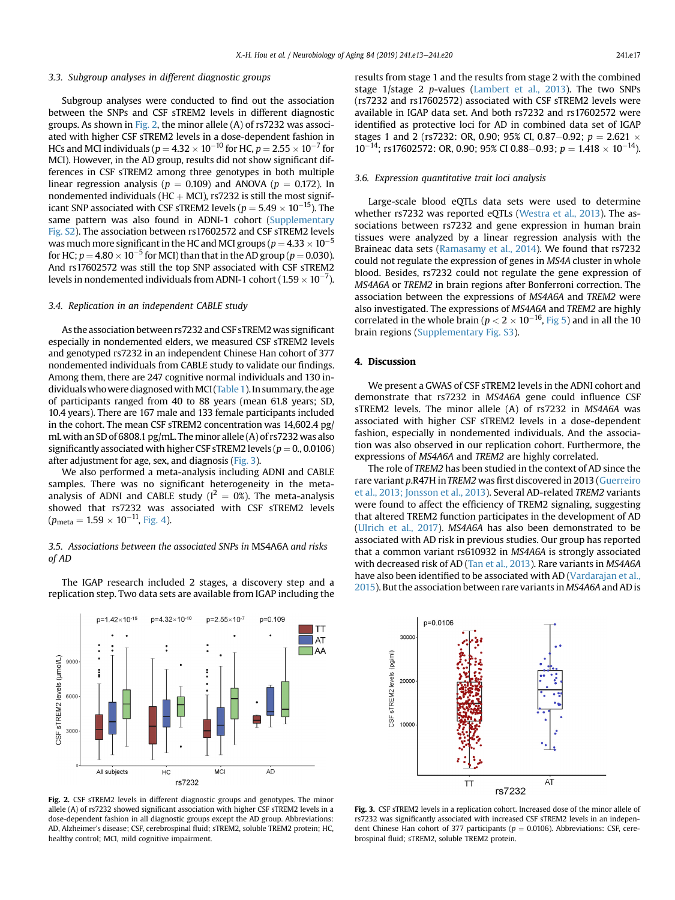### 3.3. Subgroup analyses in different diagnostic groups

Subgroup analyses were conducted to find out the association between the SNPs and CSF sTREM2 levels in different diagnostic groups. As shown in Fig. 2, the minor allele (A) of rs7232 was associated with higher CSF sTREM2 levels in a dose-dependent fashion in HCs and MCI individuals ($p = 4.32 \times 10^{-10}$ for HC, $p = 2.55 \times 10^{-7}$ for MCI). However, in the AD group, results did not show significant differences in CSF sTREM2 among three genotypes in both multiple linear regression analysis ($p = 0.109$) and ANOVA ($p = 0.172$). In nondemented individuals (HC + MCI), rs7232 is still the most significant SNP associated with CSF sTREM2 levels ($p = 5.49 \times 10^{-15}$). The same pattern was also found in ADNI-1 cohort (Supplementary Fig. S2). The association between rs17602572 and CSF sTREM2 levels was much more significant in the HC and MCI groups ($p = 4.33 \times 10^{-5}$ for HC; $p = 4.80 \times 10^{-5}$ for MCI) than that in the AD group ($p = 0.030$). And rs17602572 was still the top SNP associated with CSF sTREM2 levels in nondemented individuals from ADNI-1 cohort ($1.59 \times 10^{-7}$).

### 3.4. Replication in an independent CABLE study

As the association between rs7232 and CSF sTREM2 was significant especially in nondemented elders, we measured CSF sTREM2 levels and genotyped rs7232 in an independent Chinese Han cohort of 377 nondemented individuals from CABLE study to validate our findings. Among them, there are 247 cognitive normal individuals and 130 individuals who were diagnosed with MCI (Table 1). In summary, the age of participants ranged from 40 to 88 years (mean 61.8 years; SD, 10.4 years). There are 167 male and 133 female participants included in the cohort. The mean CSF sTREM2 concentration was 14,602.4 pg/mL with an SD of 6808.1 pg/mL. The minor allele (A) of rs7232 was also significantly associated with higher CSF sTREM2 levels ($p = 0.$, 0.0106) after adjustment for age, sex, and diagnosis (Fig. 3).

We also performed a meta-analysis including ADNI and CABLE samples. There was no significant heterogeneity in the meta-analysis of ADNI and CABLE study ($I^2 = 0\%$). The meta-analysis showed that rs7232 was associated with CSF sTREM2 levels ($p_{meta} = 1.59 \times 10^{-11}$, Fig. 4).

### 3.5. Associations between the associated SNPs in *MS4A6A* and risks of AD

The IGAP research included 2 stages, a discovery step and a replication step. Two data sets are available from IGAP including the results from stage 1 and the results from stage 2 with the combined stage 1/stage 2 *p*-values (Lambert et al., 2013). The two SNPs (rs7232 and rs17602572) associated with CSF sTREM2 levels were available in IGAP data set. And both rs7232 and rs17602572 were identified as protective loci for AD in combined data set of IGAP stages 1 and 2 (rs7232: OR, 0.90; 95% CI, 0.87–0.92; $p = 2.621 \times 10^{-14}$; rs17602572: OR, 0.90; 95% CI 0.88–0.93; $p = 1.418 \times 10^{-14}$).

### 3.6. Expression quantitative trait loci analysis

Large-scale blood eQTLs data sets were used to determine whether rs7232 was reported eQTLs (Westra et al., 2013). The associations between rs7232 and gene expression in human brain tissues were analyzed by a linear regression analysis with the Braineac data sets (Ramasamy et al., 2014). We found that rs7232 could not regulate the expression of genes in *MS4A* cluster in whole blood. Besides, rs7232 could not regulate the gene expression of *MS4A6A* or *TREM2* in brain regions after Bonferroni correction. The association between the expressions of *MS4A6A* and *TREM2* were also investigated. The expressions of *MS4A6A* and *TREM2* are highly correlated in the whole brain ($p < 2 \times 10^{-16}$, Fig 5) and in all the 10 brain regions (Supplementary Fig. S3).

## 4. Discussion

We present a GWAS of CSF sTREM2 levels in the ADNI cohort and demonstrate that rs7232 in *MS4A6A* gene could influence CSF sTREM2 levels. The minor allele (A) of rs7232 in *MS4A6A* was associated with higher CSF sTREM2 levels in a dose-dependent fashion, especially in nondemented individuals. And the association was also observed in our replication cohort. Furthermore, the expressions of *MS4A6A* and *TREM2* are highly correlated.

The role of *TREM2* has been studied in the context of AD since the rare variant *p*.R47H in *TREM2* was first discovered in 2013 (Guerreiro et al., 2013; Jonsson et al., 2013). Several AD-related *TREM2* variants were found to affect the efficiency of TREM2 signaling, suggesting that altered TREM2 function participates in the development of AD (Ulrich et al., 2017). *MS4A6A* has also been demonstrated to be associated with AD risk in previous studies. Our group has reported that a common variant rs610932 in *MS4A6A* is strongly associated with decreased risk of AD (Tan et al., 2013). Rare variants in *MS4A6A* have also been identified to be associated with AD (Vardarajan et al., 2015). But the association between rare variants in *MS4A6A* and AD is

**Fig. 2.** CSF sTREM2 levels in different diagnostic groups and genotypes. The minor allele (A) of rs7232 showed significant association with higher CSF sTREM2 levels in a dose-dependent fashion in all diagnostic groups except the AD group. Abbreviations: AD, Alzheimer's disease; CSF, cerebrospinal fluid; sTREM2, soluble TREM2 protein; HC, healthy control; MCI, mild cognitive impairment.

**Fig. 3.** CSF sTREM2 levels in a replication cohort. Increased dose of the minor allele of rs7232 was significantly associated with increased CSF sTREM2 levels in an independent Chinese Han cohort of 377 participants ($p = 0.0106$). Abbreviations: CSF, cerebrospinal fluid; sTREM2, soluble TREM2 protein.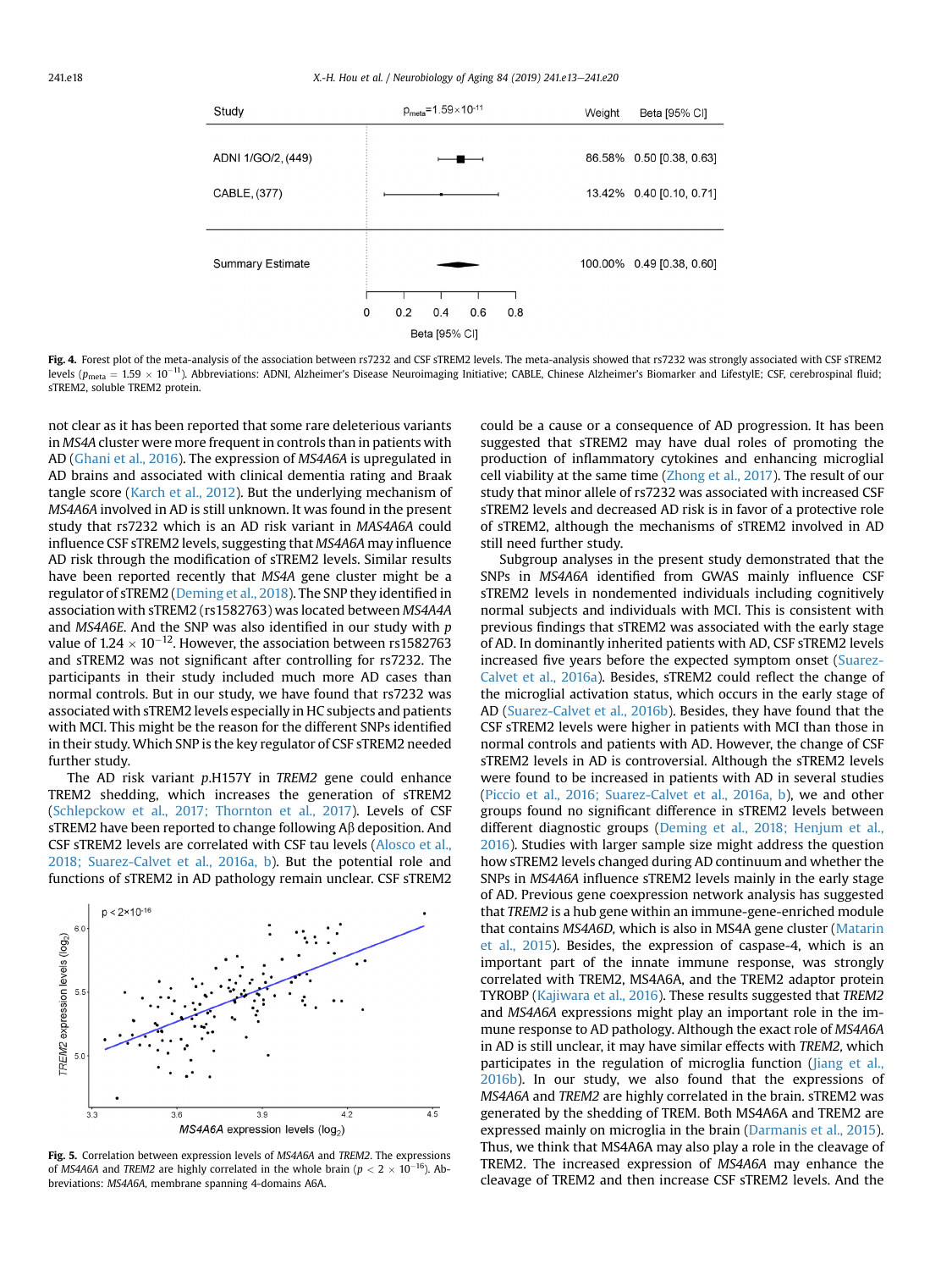**Fig. 4.** Forest plot of the meta-analysis of the association between rs7232 and CSF sTREM2 levels. The meta-analysis showed that rs7232 was strongly associated with CSF sTREM2 levels ($p_{meta} = 1.59 \times 10^{-11}$). Abbreviations: ADNI, Alzheimer's Disease Neuroimaging Initiative; CABLE, Chinese Alzheimer's Biomarker and LifestylE; CSF, cerebrospinal fluid; sTREM2, soluble TREM2 protein.

not clear as it has been reported that some rare deleterious variants in *MS4A* cluster were more frequent in controls than in patients with AD (Ghani et al., 2016). The expression of *MS4A6A* is upregulated in AD brains and associated with clinical dementia rating and Braak tangle score (Karch et al., 2012). But the underlying mechanism of *MS4A6A* involved in AD is still unknown. It was found in the present study that rs7232 which is an AD risk variant in *MAS4A6A* could influence CSF sTREM2 levels, suggesting that *MS4A6A* may influence AD risk through the modification of sTREM2 levels. Similar results have been reported recently that *MS4A* gene cluster might be a regulator of sTREM2 (Deming et al., 2018). The SNP they identified in association with sTREM2 (rs1582763) was located between *MS4A4A* and *MS4A6E*. And the SNP was also identified in our study with *p* value of $1.24 \times 10^{-12}$. However, the association between rs1582763 and sTREM2 was not significant after controlling for rs7232. The participants in their study included much more AD cases than normal controls. But in our study, we have found that rs7232 was associated with sTREM2 levels especially in HC subjects and patients with MCI. This might be the reason for the different SNPs identified in their study. Which SNP is the key regulator of CSF sTREM2 needed further study.

The AD risk variant *p*.H157Y in *TREM2* gene could enhance TREM2 shedding, which increases the generation of sTREM2 (Schlepckow et al., 2017; Thornton et al., 2017). Levels of CSF sTREM2 have been reported to change following Aβ deposition. And CSF sTREM2 levels are correlated with CSF tau levels (Alosco et al., 2018; Suarez-Calvet et al., 2016a, b). But the potential role and functions of sTREM2 in AD pathology remain unclear. CSF sTREM2 could be a cause or a consequence of AD progression. It has been suggested that sTREM2 may have dual roles of promoting the production of inflammatory cytokines and enhancing microglial cell viability at the same time (Zhong et al., 2017). The result of our study that minor allele of rs7232 was associated with increased CSF sTREM2 levels and decreased AD risk is in favor of a protective role of sTREM2, although the mechanisms of sTREM2 involved in AD still need further study.

Subgroup analyses in the present study demonstrated that the SNPs in *MS4A6A* identified from GWAS mainly influence CSF sTREM2 levels in nondemented individuals including cognitively normal subjects and individuals with MCI. This is consistent with previous findings that sTREM2 was associated with the early stage of AD. In dominantly inherited patients with AD, CSF sTREM2 levels increased five years before the expected symptom onset (Suarez-Calvet et al., 2016a). Besides, sTREM2 could reflect the change of the microglial activation status, which occurs in the early stage of AD (Suarez-Calvet et al., 2016b). Besides, they have found that the CSF sTREM2 levels were higher in patients with MCI than those in normal controls and patients with AD. However, the change of CSF sTREM2 levels in AD is controversial. Although the sTREM2 levels were found to be increased in patients with AD in several studies (Piccio et al., 2016; Suarez-Calvet et al., 2016a, b), we and other groups found no significant difference in sTREM2 levels between different diagnostic groups (Deming et al., 2018; Henjum et al., 2016). Studies with larger sample size might address the question how sTREM2 levels changed during AD continuum and whether the SNPs in *MS4A6A* influence sTREM2 levels mainly in the early stage of AD. Previous gene coexpression network analysis has suggested that *TREM2* is a hub gene within an immune-gene-enriched module that contains *MS4A6D*, which is also in MS4A gene cluster (Matarin et al., 2015). Besides, the expression of caspase-4, which is an important part of the innate immune response, was strongly correlated with TREM2, MS4A6A, and the TREM2 adaptor protein TYROBP (Kajiwara et al., 2016). These results suggested that *TREM2* and *MS4A6A* expressions might play an important role in the immune response to AD pathology. Although the exact role of *MS4A6A* in AD is still unclear, it may have similar effects with *TREM2*, which participates in the regulation of microglia function (Jiang et al., 2016b). In our study, we also found that the expressions of *MS4A6A* and *TREM2* are highly correlated in the brain. sTREM2 was generated by the shedding of TREM. Both MS4A6A and TREM2 are expressed mainly on microglia in the brain (Darmanis et al., 2015). Thus, we think that MS4A6A may also play a role in the cleavage of TREM2. The increased expression of *MS4A6A* may enhance the cleavage of TREM2 and then increase CSF sTREM2 levels. And the

**Fig. 5.** Correlation between expression levels of *MS4A6A* and *TREM2*. The expressions of *MS4A6A* and *TREM2* are highly correlated in the whole brain ($p < 2 \times 10^{-16}$). Abbreviations: *MS4A6A*, membrane spanning 4-domains A6A.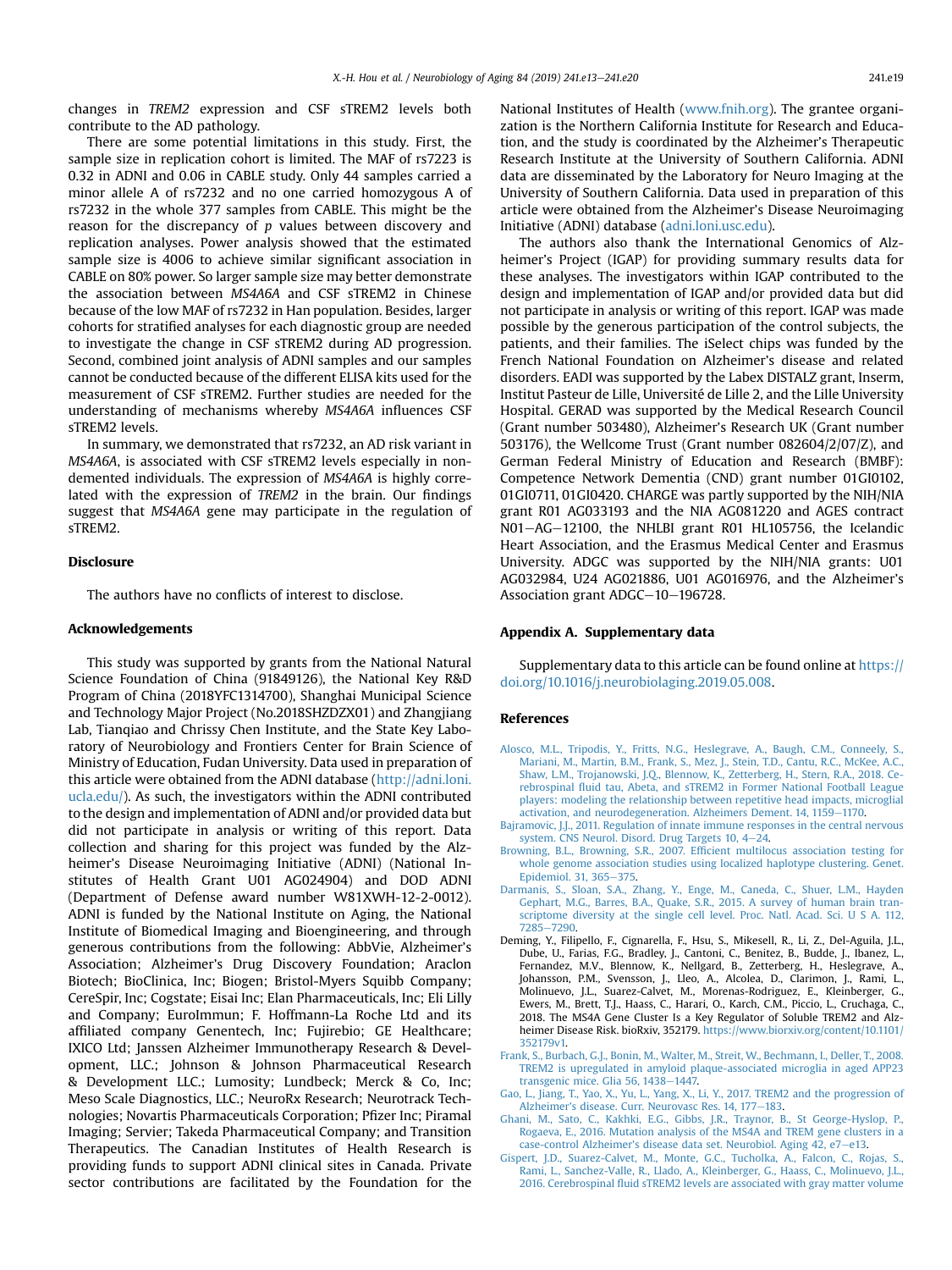changes in *TREM2* expression and CSF sTREM2 levels both contribute to the AD pathology.

There are some potential limitations in this study. First, the sample size in replication cohort is limited. The MAF of rs7223 is 0.32 in ADNI and 0.06 in CABLE study. Only 44 samples carried a minor allele A of rs7232 and no one carried homozygous A of rs7232 in the whole 377 samples from CABLE. This might be the reason for the discrepancy of *p* values between discovery and replication analyses. Power analysis showed that the estimated sample size is 4006 to achieve similar significant association in CABLE on 80% power. So larger sample size may better demonstrate the association between *MS4A6A* and CSF sTREM2 in Chinese because of the low MAF of rs7232 in Han population. Besides, larger cohorts for stratified analyses for each diagnostic group are needed to investigate the change in CSF sTREM2 during AD progression. Second, combined joint analysis of ADNI samples and our samples cannot be conducted because of the different ELISA kits used for the measurement of CSF sTREM2. Further studies are needed for the understanding of mechanisms whereby *MS4A6A* influences CSF sTREM2 levels.

In summary, we demonstrated that rs7232, an AD risk variant in *MS4A6A*, is associated with CSF sTREM2 levels especially in non-demented individuals. The expression of *MS4A6A* is highly correlated with the expression of *TREM2* in the brain. Our findings suggest that *MS4A6A* gene may participate in the regulation of sTREM2.

## Disclosure

The authors have no conflicts of interest to disclose.

## Acknowledgements

This study was supported by grants from the National Natural Science Foundation of China (91849126), the National Key R&D Program of China (2018YFC1314700), Shanghai Municipal Science and Technology Major Project (No.2018SHZDZX01) and Zhangjiang Lab, Tianqiao and Chrissy Chen Institute, and the State Key Laboratory of Neurobiology and Frontiers Center for Brain Science of Ministry of Education, Fudan University. Data used in preparation of this article were obtained from the ADNI database (http://adni.loni.ucla.edu/). As such, the investigators within the ADNI contributed to the design and implementation of ADNI and/or provided data but did not participate in analysis or writing of this report. Data collection and sharing for this project was funded by the Alzheimer's Disease Neuroimaging Initiative (ADNI) (National Institutes of Health Grant U01 AG024904) and DOD ADNI (Department of Defense award number W81XWH-12-2-0012). ADNI is funded by the National Institute on Aging, the National Institute of Biomedical Imaging and Bioengineering, and through generous contributions from the following: AbbVie, Alzheimer's Association; Alzheimer's Drug Discovery Foundation; Araclon Biotech; BioClinica, Inc; Biogen; Bristol-Myers Squibb Company; CereSpir, Inc; Cogstate; Eisai Inc; Elan Pharmaceuticals, Inc; Eli Lilly and Company; EuroImmun; F. Hoffmann-La Roche Ltd and its affiliated company Genentech, Inc; Fujirebio; GE Healthcare; IXICO Ltd; Janssen Alzheimer Immunotherapy Research & Development, LLC.; Johnson & Johnson Pharmaceutical Research & Development LLC.; Lumosity; Lundbeck; Merck & Co, Inc; Meso Scale Diagnostics, LLC.; NeuroRx Research; Neurotrack Technologies; Novartis Pharmaceuticals Corporation; Pfizer Inc; Piramal Imaging; Servier; Takeda Pharmaceutical Company; and Transition Therapeutics. The Canadian Institutes of Health Research is providing funds to support ADNI clinical sites in Canada. Private sector contributions are facilitated by the Foundation for the National Institutes of Health (www.fnih.org). The grantee organization is the Northern California Institute for Research and Education, and the study is coordinated by the Alzheimer's Therapeutic Research Institute at the University of Southern California. ADNI data are disseminated by the Laboratory for Neuro Imaging at the University of Southern California. Data used in preparation of this article were obtained from the Alzheimer's Disease Neuroimaging Initiative (ADNI) database (adni.loni.usc.edu).

The authors also thank the International Genomics of Alzheimer's Project (IGAP) for providing summary results data for these analyses. The investigators within IGAP contributed to the design and implementation of IGAP and/or provided data but did not participate in analysis or writing of this report. IGAP was made possible by the generous participation of the control subjects, the patients, and their families. The iSelect chips was funded by the French National Foundation on Alzheimer's disease and related disorders. EADI was supported by the Labex DISTALZ grant, Inserm, Institut Pasteur de Lille, Université de Lille 2, and the Lille University Hospital. GERAD was supported by the Medical Research Council (Grant number 503480), Alzheimer's Research UK (Grant number 503176), the Wellcome Trust (Grant number 082604/2/07/Z), and German Federal Ministry of Education and Research (BMBF): Competence Network Dementia (CND) grant number 01GI0102, 01GI0711, 01GI0420. CHARGE was partly supported by the NIH/NIA grant R01 AG033193 and the NIA AG081220 and AGES contract N01−AG−12100, the NHLBI grant R01 HL105756, the Icelandic Heart Association, and the Erasmus Medical Center and Erasmus University. ADGC was supported by the NIH/NIA grants: U01 AG032984, U24 AG021886, U01 AG016976, and the Alzheimer's Association grant ADGC−10−196728.

## Appendix A. Supplementary data

Supplementary data to this article can be found online at https://doi.org/10.1016/j.neurobiolaging.2019.05.008.

## References

Alosco, M.L., Tripodis, Y., Fritts, N.G., Heslegrave, A., Baugh, C.M., Conneely, S., Mariani, M., Martin, B.M., Frank, S., Mez, J., Stein, T.D., Cantu, R.C., McKee, A.C., Shaw, L.M., Trojanowski, J.Q., Blennow, K., Zetterberg, H., Stern, R.A., 2018. Cerebrospinal fluid tau, Abeta, and sTREM2 in Former National Football League players: modeling the relationship between repetitive head impacts, microglial activation, and neurodegeneration. Alzheimers Dement. 14, 1159−1170.

Bajramovic, J.J., 2011. Regulation of innate immune responses in the central nervous system. CNS Neurol. Disord. Drug Targets 10, 4−24.

Browning, B.L., Browning, S.R., 2007. Efficient multilocus association testing for whole genome association studies using localized haplotype clustering. Genet. Epidemiol. 31, 365−375.

Darmanis, S., Sloan, S.A., Zhang, Y., Enge, M., Caneda, C., Shuer, L.M., Hayden Gephart, M.G., Barres, B.A., Quake, S.R., 2015. A survey of human brain transcriptome diversity at the single cell level. Proc. Natl. Acad. Sci. U S A. 112, 7285−7290.

Deming, Y., Filipello, F., Cignarella, F., Hsu, S., Mikesell, R., Li, Z., Del-Aguila, J.L., Dube, U., Farias, F.G., Bradley, J., Cantoni, C., Benitez, B., Budde, J., Ibanez, L., Fernandez, M.V., Blennow, K., Nellgard, B., Zetterberg, H., Heslegrave, A., Johansson, P.M., Svensson, J., Lleo, A., Alcolea, D., Clarimon, J., Rami, L., Molinuevo, J.L., Suarez-Calvet, M., Morenas-Rodriguez, E., Kleinberger, G., Ewers, M., Brett, T.J., Haass, C., Harari, O., Karch, C.M., Piccio, L., Cruchaga, C., 2018. The MS4A Gene Cluster Is a Key Regulator of Soluble TREM2 and Alzheimer Disease Risk. bioRxiv, 352179. https://www.biorxiv.org/content/10.1101/352179v1.

Frank, S., Burbach, G.J., Bonin, M., Walter, M., Streit, W., Bechmann, I., Deller, T., 2008. TREM2 is upregulated in amyloid plaque-associated microglia in aged APP23 transgenic mice. Glia 56, 1438−1447.

Gao, L., Jiang, T., Yao, X., Yu, L., Yang, X., Li, Y., 2017. TREM2 and the progression of Alzheimer's disease. Curr. Neurovasc Res. 14, 177−183.

Ghani, M., Sato, C., Kakhki, E.G., Gibbs, J.R., Traynor, B., St George-Hyslop, P., Rogaeva, E., 2016. Mutation analysis of the MS4A and TREM gene clusters in a case-control Alzheimer's disease data set. Neurobiol. Aging 42, e7−e13.

Gispert, J.D., Suarez-Calvet, M., Monte, G.C., Tucholka, A., Falcon, C., Rojas, S., Rami, L., Sanchez-Valle, R., Llado, A., Kleinberger, G., Haass, C., Molinuevo, J.L., 2016. Cerebrospinal fluid sTREM2 levels are associated with gray matter volume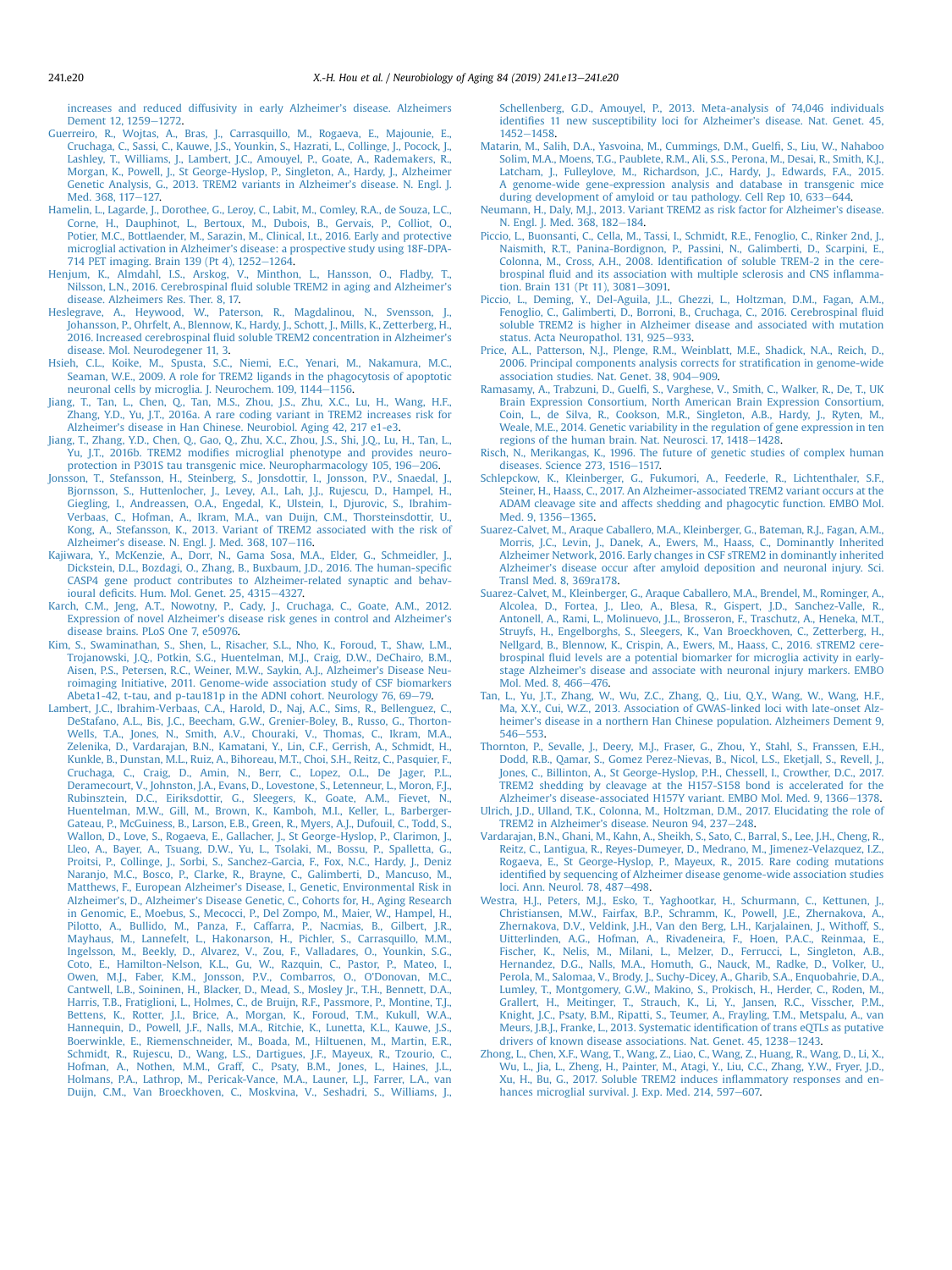increases and reduced diffusivity in early Alzheimer's disease. Alzheimers Dement 12, 1259–1272.

Guerreiro, R., Wojtas, A., Bras, J., Carrasquillo, M., Rogaeva, E., Majounie, E., Cruchaga, C., Sassi, C., Kauwe, J.S., Younkin, S., Hazrati, L., Collinge, J., Pocock, J., Lashley, T., Williams, J., Lambert, J.C., Amouyel, P., Goate, A., Rademakers, R., Morgan, K., Powell, J., St George-Hyslop, P., Singleton, A., Hardy, J., Alzheimer Genetic Analysis, G., 2013. TREM2 variants in Alzheimer's disease. N. Engl. J. Med. 368, 117–127.

Hamelin, L., Lagarde, J., Dorothee, G., Leroy, C., Labit, M., Comley, R.A., de Souza, L.C., Corne, H., Dauphinot, L., Bertoux, M., Dubois, B., Gervais, P., Colliot, O., Potier, M.C., Bottlaender, M., Sarazin, M., Clinical, I.t., 2016. Early and protective microglial activation in Alzheimer's disease: a prospective study using 18F-DPA-714 PET imaging. Brain 139 (Pt 4), 1252–1264.

Henjum, K., Almdahl, I.S., Arskog, V., Minthon, L., Hansson, O., Fladby, T., Nilsson, L.N., 2016. Cerebrospinal fluid soluble TREM2 in aging and Alzheimer's disease. Alzheimers Res. Ther. 8, 17.

Heslegrave, A., Heywood, W., Paterson, R., Magdalinou, N., Svensson, J., Johansson, P., Ohrfelt, A., Blennow, K., Hardy, J., Schott, J., Mills, K., Zetterberg, H., 2016. Increased cerebrospinal fluid soluble TREM2 concentration in Alzheimer's disease. Mol. Neurodegener 11, 3.

Hsieh, C.L., Koike, M., Spusta, S.C., Niemi, E.C., Yenari, M., Nakamura, M.C., Seaman, W.E., 2009. A role for TREM2 ligands in the phagocytosis of apoptotic neuronal cells by microglia. J. Neurochem. 109, 1144–1156.

Jiang, T., Tan, L., Chen, Q., Tan, M.S., Zhou, J.S., Zhu, X.C., Lu, H., Wang, H.F., Zhang, Y.D., Yu, J.T., 2016a. A rare coding variant in TREM2 increases risk for Alzheimer's disease in Han Chinese. Neurobiol. Aging 42, 217 e1-e3.

Jiang, T., Zhang, Y.D., Chen, Q., Gao, Q., Zhu, X.C., Zhou, J.S., Shi, J.Q., Lu, H., Tan, L., Yu, J.T., 2016b. TREM2 modifies microglial phenotype and provides neuroprotection in P301S tau transgenic mice. Neuropharmacology 105, 196–206.

Jonsson, T., Stefansson, H., Steinberg, S., Jonsdottir, I., Jonsson, P.V., Snaedal, J., Bjornsson, S., Huttenlocher, J., Levey, A.I., Lah, J.J., Rujescu, D., Hampel, H., Giegling, I., Andreassen, O.A., Engedal, K., Ulstein, I., Djurovic, S., Ibrahim-Verbaas, C., Hofman, A., Ikram, M.A., van Duijn, C.M., Thorsteinsdottir, U., Kong, A., Stefansson, K., 2013. Variant of TREM2 associated with the risk of Alzheimer's disease. N. Engl. J. Med. 368, 107–116.

Kajiwara, Y., McKenzie, A., Dorr, N., Gama Sosa, M.A., Elder, G., Schmeidler, J., Dickstein, D.L., Bozdagi, O., Zhang, B., Buxbaum, J.D., 2016. The human-specific CASP4 gene product contributes to Alzheimer-related synaptic and behavioural deficits. Hum. Mol. Genet. 25, 4315–4327.

Karch, C.M., Jeng, A.T., Nowotny, P., Cady, J., Cruchaga, C., Goate, A.M., 2012. Expression of novel Alzheimer's disease risk genes in control and Alzheimer's disease brains. PLoS One 7, e50976.

Kim, S., Swaminathan, S., Shen, L., Risacher, S.L., Nho, K., Foroud, T., Shaw, L.M., Trojanowski, J.Q., Potkin, S.G., Huentelman, M.J., Craig, D.W., DeChairo, B.M., Aisen, P.S., Petersen, R.C., Weiner, M.W., Saykin, A.J., Alzheimer's Disease Neuroimaging Initiative, 2011. Genome-wide association study of CSF biomarkers Abeta1-42, t-tau, and p-tau181p in the ADNI cohort. Neurology 76, 69–79.

Lambert, J.C., Ibrahim-Verbaas, C.A., Harold, D., Naj, A.C., Sims, R., Bellenguez, C., DeStafano, A.L., Bis, J.C., Beecham, G.W., Grenier-Boley, B., Russo, G., Thorton-Wells, T.A., Jones, N., Smith, A.V., Chouraki, V., Thomas, C., Ikram, M.A., Zelenika, D., Vardarajan, B.N., Kamatani, Y., Lin, C.F., Gerrish, A., Schmidt, H., Kunkle, B., Dunstan, M.L., Ruiz, A., Bihoreau, M.T., Choi, S.H., Reitz, C., Pasquier, F., Cruchaga, C., Craig, D., Amin, N., Berr, C., Lopez, O.L., De Jager, P.L., Deramecourt, V., Johnston, J.A., Evans, D., Lovestone, S., Letenneur, L., Moron, F.J., Rubinsztein, D.C., Eiriksdottir, G., Sleegers, K., Goate, A.M., Fievet, N., Huentelman, M.W., Gill, M., Brown, K., Kamboh, M.I., Keller, L., Barberger-Gateau, P., McGuiness, B., Larson, E.B., Green, R., Myers, A.J., Dufouil, C., Todd, S., Wallon, D., Love, S., Rogaeva, E., Gallacher, J., St George-Hyslop, P., Clarimon, J., Lleo, A., Bayer, A., Tsuang, D.W., Yu, L., Tsolaki, M., Bossu, P., Spalletta, G., Proitsi, P., Collinge, J., Sorbi, S., Sanchez-Garcia, F., Fox, N.C., Hardy, J., Deniz Naranjo, M.C., Bosco, P., Clarke, R., Brayne, C., Galimberti, D., Mancuso, M., Matthews, F., European Alzheimer's Disease, I., Genetic, Environmental Risk in Alzheimer's, D., Alzheimer's Disease Genetic, C., Cohorts for, H., Aging Research in Genomic, E., Moebus, S., Mecocci, P., Del Zompo, M., Maier, W., Hampel, H., Pilotto, A., Bullido, M., Panza, F., Caffarra, P., Nacmias, B., Gilbert, J.R., Mayhaus, M., Lannefelt, L., Hakonarson, H., Pichler, S., Carrasquillo, M.M., Ingelsson, M., Beekly, D., Alvarez, V., Zou, F., Valladares, O., Younkin, S.G., Coto, E., Hamilton-Nelson, K.L., Gu, W., Razquin, C., Pastor, P., Mateo, I., Owen, M.J., Faber, K.M., Jonsson, P.V., Combarros, O., O'Donovan, M.C., Cantwell, L.B., Soininen, H., Blacker, D., Mead, S., Mosley Jr., T.H., Bennett, D.A., Harris, T.B., Fratiglioni, L., Holmes, C., de Bruijn, R.F., Passmore, P., Montine, T.J., Bettens, K., Rotter, J.I., Brice, A., Morgan, K., Foroud, T.M., Kukull, W.A., Hannequin, D., Powell, J.F., Nalls, M.A., Ritchie, K., Lunetta, K.L., Kauwe, J.S., Boerwinkle, E., Riemenschneider, M., Boada, M., Hiltuenen, M., Martin, E.R., Schmidt, R., Rujescu, D., Wang, L.S., Dartigues, J.F., Mayeux, R., Tzourio, C., Hofman, A., Nothen, M.M., Graff, C., Psaty, B.M., Jones, L., Haines, J.L., Holmans, P.A., Lathrop, M., Pericak-Vance, M.A., Launer, L.J., Farrer, L.A., van Duijn, C.M., Van Broeckhoven, C., Moskvina, V., Seshadri, S., Williams, J., Schellenberg, G.D., Amouyel, P., 2013. Meta-analysis of 74,046 individuals identifies 11 new susceptibility loci for Alzheimer's disease. Nat. Genet. 45, 1452–1458.

Matarin, M., Salih, D.A., Yasvoina, M., Cummings, D.M., Guelfi, S., Liu, W., Nahaboo Solim, M.A., Moens, T.G., Paublete, R.M., Ali, S.S., Perona, M., Desai, R., Smith, K.J., Latcham, J., Fulleylove, M., Richardson, J.C., Hardy, J., Edwards, F.A., 2015. A genome-wide gene-expression analysis and database in transgenic mice during development of amyloid or tau pathology. Cell Rep 10, 633–644.

Neumann, H., Daly, M.J., 2013. Variant TREM2 as risk factor for Alzheimer's disease. N. Engl. J. Med. 368, 182–184.

Piccio, L., Buonsanti, C., Cella, M., Tassi, I., Schmidt, R.E., Fenoglio, C., Rinker 2nd, J., Naismith, R.T., Panina-Bordignon, P., Passini, N., Galimberti, D., Scarpini, E., Colonna, M., Cross, A.H., 2008. Identification of soluble TREM-2 in the cerebrospinal fluid and its association with multiple sclerosis and CNS inflammation. Brain 131 (Pt 11), 3081–3091.

Piccio, L., Deming, Y., Del-Aguila, J.L., Ghezzi, L., Holtzman, D.M., Fagan, A.M., Fenoglio, C., Galimberti, D., Borroni, B., Cruchaga, C., 2016. Cerebrospinal fluid soluble TREM2 is higher in Alzheimer disease and associated with mutation status. Acta Neuropathol. 131, 925–933.

Price, A.L., Patterson, N.J., Plenge, R.M., Weinblatt, M.E., Shadick, N.A., Reich, D., 2006. Principal components analysis corrects for stratification in genome-wide association studies. Nat. Genet. 38, 904–909.

Ramasamy, A., Trabzuni, D., Guelfi, S., Varghese, V., Smith, C., Walker, R., De, T., UK Brain Expression Consortium, North American Brain Expression Consortium, Coin, L., de Silva, R., Cookson, M.R., Singleton, A.B., Hardy, J., Ryten, M., Weale, M.E., 2014. Genetic variability in the regulation of gene expression in ten regions of the human brain. Nat. Neurosci. 17, 1418–1428.

Risch, N., Merikangas, K., 1996. The future of genetic studies of complex human diseases. Science 273, 1516–1517.

Schlepckow, K., Kleinberger, G., Fukumori, A., Feederle, R., Lichtenthaler, S.F., Steiner, H., Haass, C., 2017. An Alzheimer-associated TREM2 variant occurs at the ADAM cleavage site and affects shedding and phagocytic function. EMBO Mol. Med. 9, 1356–1365.

Suarez-Calvet, M., Araque Caballero, M.A., Kleinberger, G., Bateman, R.J., Fagan, A.M., Morris, J.C., Levin, J., Danek, A., Ewers, M., Haass, C., Dominantly Inherited Alzheimer Network, 2016. Early changes in CSF sTREM2 in dominantly inherited Alzheimer's disease occur after amyloid deposition and neuronal injury. Sci. Transl Med. 8, 369ra178.

Suarez-Calvet, M., Kleinberger, G., Araque Caballero, M.A., Brendel, M., Rominger, A., Alcolea, D., Fortea, J., Lleo, A., Blesa, R., Gispert, J.D., Sanchez-Valle, R., Antonell, A., Rami, L., Molinuevo, J.L., Brosseron, F., Traschutz, A., Heneka, M.T., Struyfs, H., Engelborghs, S., Sleegers, K., Van Broeckhoven, C., Zetterberg, H., Nellgard, B., Blennow, K., Crispin, A., Ewers, M., Haass, C., 2016. sTREM2 cerebrospinal fluid levels are a potential biomarker for microglia activity in early-stage Alzheimer's disease and associate with neuronal injury markers. EMBO Mol. Med. 8, 466–476.

Tan, L., Yu, J.T., Zhang, W., Wu, Z.C., Zhang, Q., Liu, Q.Y., Wang, W., Wang, H.F., Ma, X.Y., Cui, W.Z., 2013. Association of GWAS-linked loci with late-onset Alzheimer's disease in a northern Han Chinese population. Alzheimers Dement 9, 546–553.

Thornton, P., Sevalle, J., Deery, M.J., Fraser, G., Zhou, Y., Stahl, S., Franssen, E.H., Dodd, R.B., Qamar, S., Gomez Perez-Nievas, B., Nicol, L.S., Eketjall, S., Revell, J., Jones, C., Billinton, A., St George-Hyslop, P.H., Chessell, I., Crowther, D.C., 2017. TREM2 shedding by cleavage at the H157-S158 bond is accelerated for the Alzheimer's disease-associated H157Y variant. EMBO Mol. Med. 9, 1366–1378.

Ulrich, J.D., Ulland, T.K., Colonna, M., Holtzman, D.M., 2017. Elucidating the role of TREM2 in Alzheimer's disease. Neuron 94, 237–248.

Vardarajan, B.N., Ghani, M., Kahn, A., Sheikh, S., Sato, C., Barral, S., Lee, J.H., Cheng, R., Reitz, C., Lantigua, R., Reyes-Dumeyer, D., Medrano, M., Jimenez-Velazquez, I.Z., Rogaeva, E., St George-Hyslop, P., Mayeux, R., 2015. Rare coding mutations identified by sequencing of Alzheimer disease genome-wide association studies loci. Ann. Neurol. 78, 487–498.

Westra, H.J., Peters, M.J., Esko, T., Yaghootkar, H., Schurmann, C., Kettunen, J., Christiansen, M.W., Fairfax, B.P., Schramm, K., Powell, J.E., Zhernakova, A., Zhernakova, D.V., Veldink, J.H., Van den Berg, L.H., Karjalainen, J., Withoff, S., Uitterlinden, A.G., Hofman, A., Rivadeneira, F., Hoen, P.A.C., Reinmaa, E., Fischer, K., Nelis, M., Milani, L., Melzer, D., Ferrucci, L., Singleton, A.B., Hernandez, D.G., Nalls, M.A., Homuth, G., Nauck, M., Radke, D., Volker, U., Perola, M., Salomaa, V., Brody, J., Suchy-Dicey, A., Gharib, S.A., Enquobahrie, D.A., Lumley, T., Montgomery, G.W., Makino, S., Prokisch, H., Herder, C., Roden, M., Grallert, H., Meitinger, T., Strauch, K., Li, Y., Jansen, R.C., Visscher, P.M., Knight, J.C., Psaty, B.M., Ripatti, S., Teumer, A., Frayling, T.M., Metspalu, A., van Meurs, J.B.J., Franke, L., 2013. Systematic identification of trans eQTLs as putative drivers of known disease associations. Nat. Genet. 45, 1238–1243.

Zhong, L., Chen, X.F., Wang, T., Wang, Z., Liao, C., Wang, Z., Huang, R., Wang, D., Li, X., Wu, L., Jia, L., Zheng, H., Painter, M., Atagi, Y., Liu, C.C., Zhang, Y.W., Fryer, J.D., Xu, H., Bu, G., 2017. Soluble TREM2 induces inflammatory responses and enhances microglial survival. J. Exp. Med. 214, 597–607.